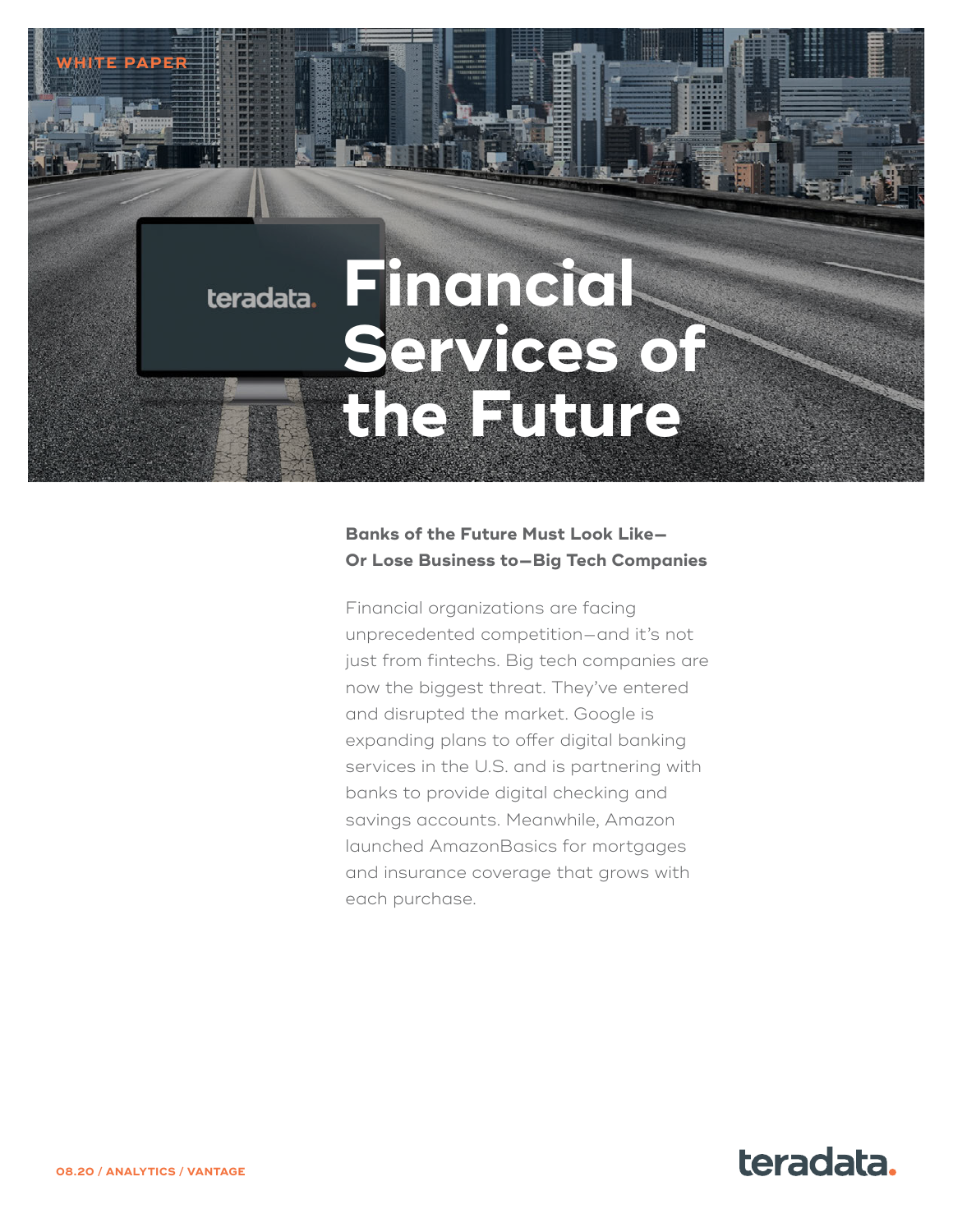WHITE PAPER

# Financial Services of the Future

## Banks of the Future Must Look Like—Or Lose Business to—Big Tech Companies

Financial organizations are facing unprecedented competition—and it's not just from fintechs. Big tech companies are now the biggest threat. They've entered and disrupted the market. Google is expanding plans to offer digital banking services in the U.S. and is partnering with banks to provide digital checking and savings accounts. Meanwhile, Amazon launched AmazonBasics for mortgages and insurance coverage that grows with each purchase.

08.20 / ANALYTICS / VANTAGE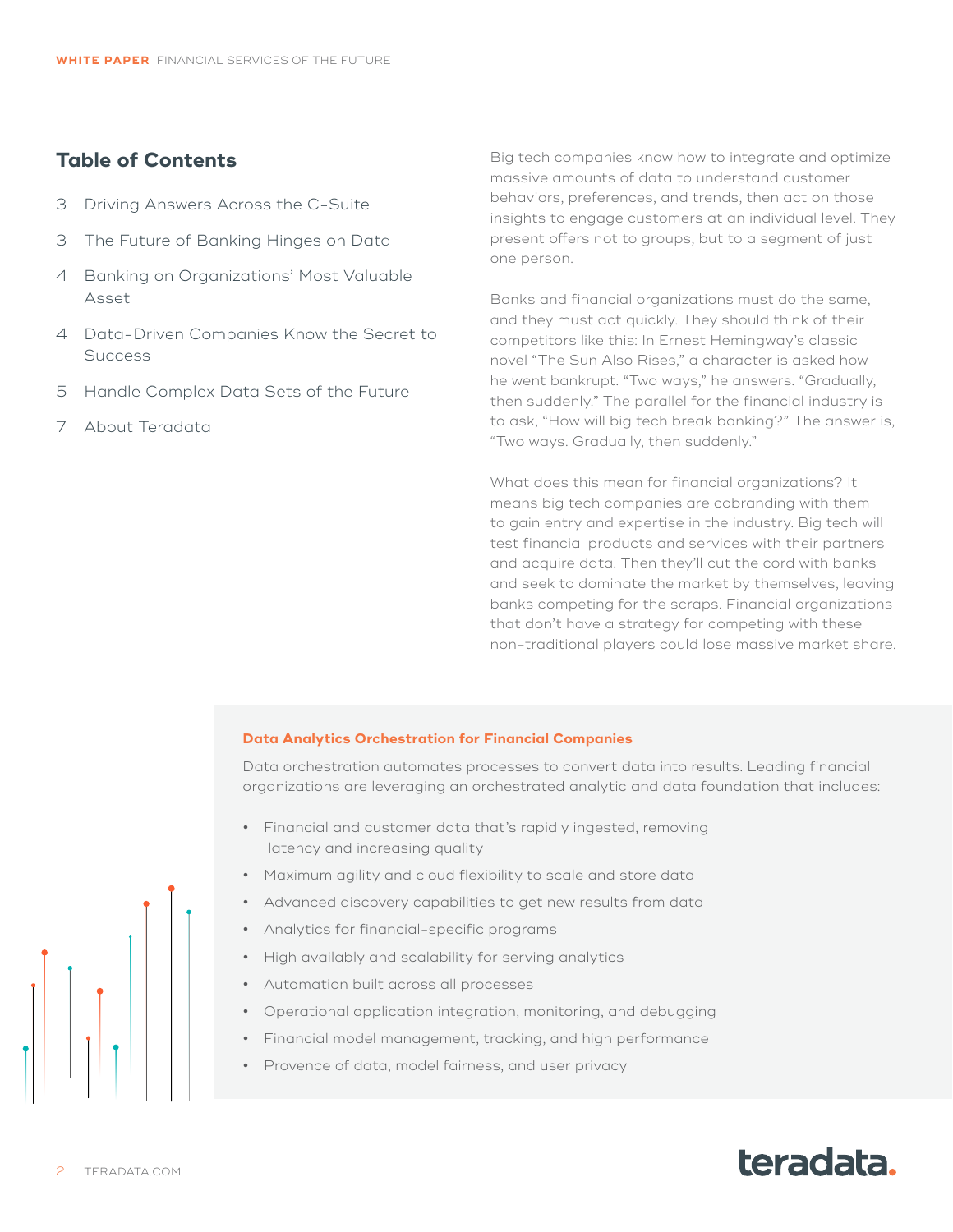## Table of Contents

3 Driving Answers Across the C-Suite

3 The Future of Banking Hinges on Data

4 Banking on Organizations' Most Valuable Asset

4 Data-Driven Companies Know the Secret to Success

5 Handle Complex Data Sets of the Future

7 About Teradata

Big tech companies know how to integrate and optimize massive amounts of data to understand customer behaviors, preferences, and trends, then act on those insights to engage customers at an individual level. They present offers not to groups, but to a segment of just one person.

Banks and financial organizations must do the same, and they must act quickly. They should think of their competitors like this: In Ernest Hemingway's classic novel "The Sun Also Rises," a character is asked how he went bankrupt. "Two ways," he answers. "Gradually, then suddenly." The parallel for the financial industry is to ask, "How will big tech break banking?" The answer is, "Two ways. Gradually, then suddenly."

What does this mean for financial organizations? It means big tech companies are cobranding with them to gain entry and expertise in the industry. Big tech will test financial products and services with their partners and acquire data. Then they'll cut the cord with banks and seek to dominate the market by themselves, leaving banks competing for the scraps. Financial organizations that don't have a strategy for competing with these non-traditional players could lose massive market share.

### Data Analytics Orchestration for Financial Companies

Data orchestration automates processes to convert data into results. Leading financial organizations are leveraging an orchestrated analytic and data foundation that includes:

- Financial and customer data that's rapidly ingested, removing latency and increasing quality
- Maximum agility and cloud flexibility to scale and store data
- Advanced discovery capabilities to get new results from data
- Analytics for financial-specific programs
- High availably and scalability for serving analytics
- Automation built across all processes
- Operational application integration, monitoring, and debugging
- Financial model management, tracking, and high performance
- Provence of data, model fairness, and user privacy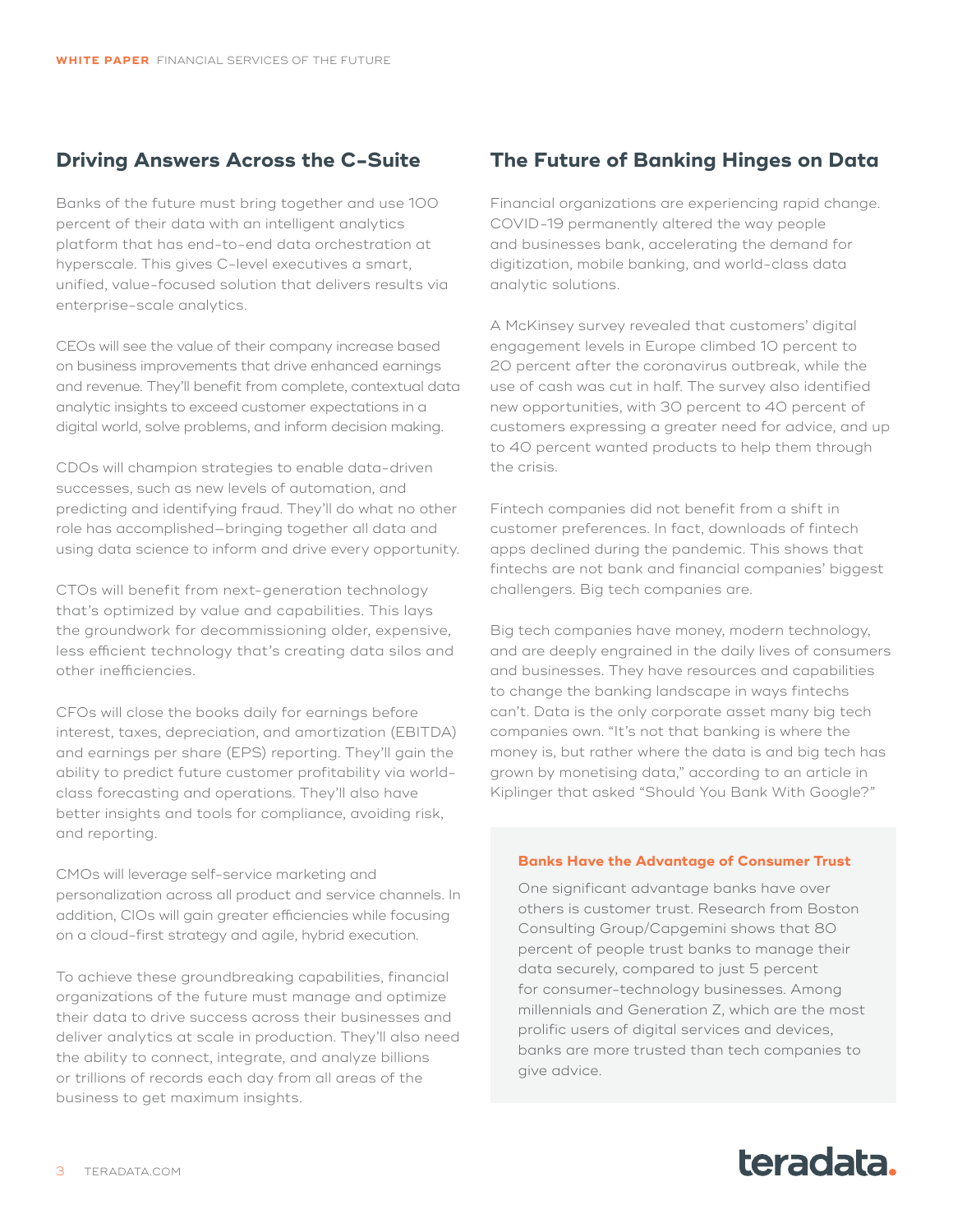## Driving Answers Across the C-Suite

Banks of the future must bring together and use 100 percent of their data with an intelligent analytics platform that has end-to-end data orchestration at hyperscale. This gives C-level executives a smart, unified, value-focused solution that delivers results via enterprise-scale analytics.

CEOs will see the value of their company increase based on business improvements that drive enhanced earnings and revenue. They'll benefit from complete, contextual data analytic insights to exceed customer expectations in a digital world, solve problems, and inform decision making.

CDOs will champion strategies to enable data-driven successes, such as new levels of automation, and predicting and identifying fraud. They'll do what no other role has accomplished—bringing together all data and using data science to inform and drive every opportunity.

CTOs will benefit from next-generation technology that's optimized by value and capabilities. This lays the groundwork for decommissioning older, expensive, less efficient technology that's creating data silos and other inefficiencies.

CFOs will close the books daily for earnings before interest, taxes, depreciation, and amortization (EBITDA) and earnings per share (EPS) reporting. They'll gain the ability to predict future customer profitability via world-class forecasting and operations. They'll also have better insights and tools for compliance, avoiding risk, and reporting.

CMOs will leverage self-service marketing and personalization across all product and service channels. In addition, CIOs will gain greater efficiencies while focusing on a cloud-first strategy and agile, hybrid execution.

To achieve these groundbreaking capabilities, financial organizations of the future must manage and optimize their data to drive success across their businesses and deliver analytics at scale in production. They'll also need the ability to connect, integrate, and analyze billions or trillions of records each day from all areas of the business to get maximum insights.

## The Future of Banking Hinges on Data

Financial organizations are experiencing rapid change. COVID-19 permanently altered the way people and businesses bank, accelerating the demand for digitization, mobile banking, and world-class data analytic solutions.

A McKinsey survey revealed that customers' digital engagement levels in Europe climbed 10 percent to 20 percent after the coronavirus outbreak, while the use of cash was cut in half. The survey also identified new opportunities, with 30 percent to 40 percent of customers expressing a greater need for advice, and up to 40 percent wanted products to help them through the crisis.

Fintech companies did not benefit from a shift in customer preferences. In fact, downloads of fintech apps declined during the pandemic. This shows that fintechs are not bank and financial companies' biggest challengers. Big tech companies are.

Big tech companies have money, modern technology, and are deeply engrained in the daily lives of consumers and businesses. They have resources and capabilities to change the banking landscape in ways fintechs can't. Data is the only corporate asset many big tech companies own. "It's not that banking is where the money is, but rather where the data is and big tech has grown by monetising data," according to an article in Kiplinger that asked "Should You Bank With Google?"

### Banks Have the Advantage of Consumer Trust

One significant advantage banks have over others is customer trust. Research from Boston Consulting Group/Capgemini shows that 80 percent of people trust banks to manage their data securely, compared to just 5 percent for consumer-technology businesses. Among millennials and Generation Z, which are the most prolific users of digital services and devices, banks are more trusted than tech companies to give advice.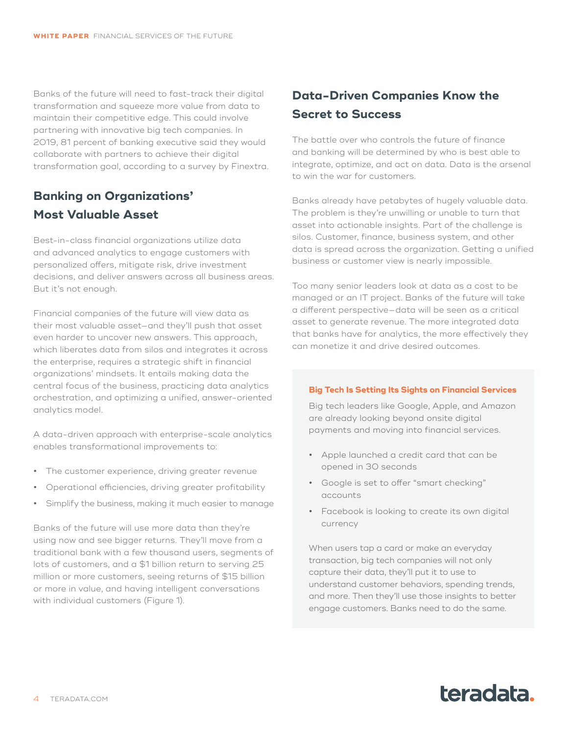Banks of the future will need to fast-track their digital transformation and squeeze more value from data to maintain their competitive edge. This could involve partnering with innovative big tech companies. In 2019, 81 percent of banking executive said they would collaborate with partners to achieve their digital transformation goal, according to a survey by Finextra.

## Banking on Organizations' Most Valuable Asset

Best-in-class financial organizations utilize data and advanced analytics to engage customers with personalized offers, mitigate risk, drive investment decisions, and deliver answers across all business areas. But it's not enough.

Financial companies of the future will view data as their most valuable asset—and they'll push that asset even harder to uncover new answers. This approach, which liberates data from silos and integrates it across the enterprise, requires a strategic shift in financial organizations' mindsets. It entails making data the central focus of the business, practicing data analytics orchestration, and optimizing a unified, answer-oriented analytics model.

A data-driven approach with enterprise-scale analytics enables transformational improvements to:

- The customer experience, driving greater revenue
- Operational efficiencies, driving greater profitability
- Simplify the business, making it much easier to manage

Banks of the future will use more data than they're using now and see bigger returns. They'll move from a traditional bank with a few thousand users, segments of lots of customers, and a $1 billion return to serving 25 million or more customers, seeing returns of $15 billion or more in value, and having intelligent conversations with individual customers (Figure 1).

## Data-Driven Companies Know the Secret to Success

The battle over who controls the future of finance and banking will be determined by who is best able to integrate, optimize, and act on data. Data is the arsenal to win the war for customers.

Banks already have petabytes of hugely valuable data. The problem is they're unwilling or unable to turn that asset into actionable insights. Part of the challenge is silos. Customer, finance, business system, and other data is spread across the organization. Getting a unified business or customer view is nearly impossible.

Too many senior leaders look at data as a cost to be managed or an IT project. Banks of the future will take a different perspective—data will be seen as a critical asset to generate revenue. The more integrated data that banks have for analytics, the more effectively they can monetize it and drive desired outcomes.

**Big Tech Is Setting Its Sights on Financial Services**

Big tech leaders like Google, Apple, and Amazon are already looking beyond onsite digital payments and moving into financial services.

- Apple launched a credit card that can be opened in 30 seconds
- Google is set to offer "smart checking" accounts
- Facebook is looking to create its own digital currency

When users tap a card or make an everyday transaction, big tech companies will not only capture their data, they'll put it to use to understand customer behaviors, spending trends, and more. Then they'll use those insights to better engage customers. Banks need to do the same.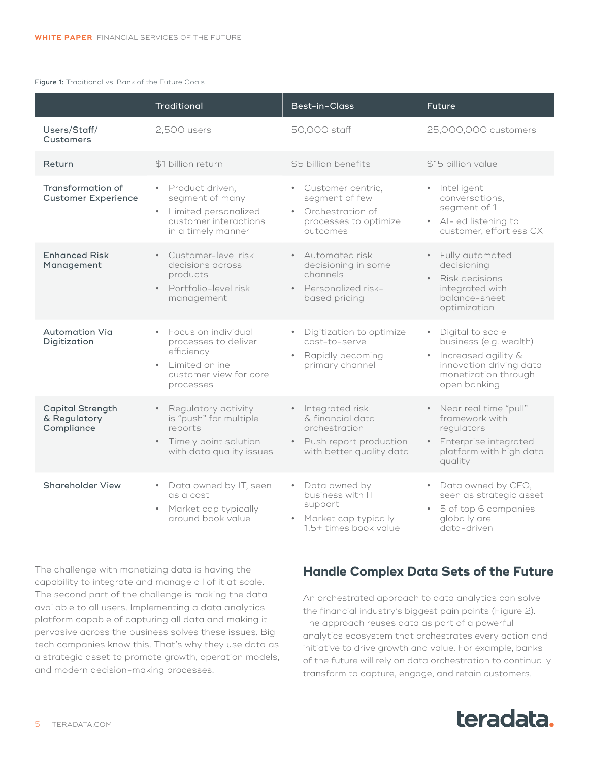**Figure 1:** Traditional vs. Bank of the Future Goals

| | Traditional | Best-in-Class | Future |
|---|---|---|---|
| Users/Staff/ Customers | 2,500 users | 50,000 staff | 25,000,000 customers |
| Return | $1 billion return | $5 billion benefits | $15 billion value |
| Transformation of Customer Experience | • Product driven, segment of many<br>• Limited personalized customer interactions in a timely manner | • Customer centric, segment of few<br>• Orchestration of processes to optimize outcomes | • Intelligent conversations, segment of 1<br>• AI-led listening to customer, effortless CX |
| Enhanced Risk Management | • Customer-level risk decisions across products<br>• Portfolio-level risk management | • Automated risk decisioning in some channels<br>• Personalized risk-based pricing | • Fully automated decisioning<br>• Risk decisions integrated with balance-sheet optimization |
| Automation Via Digitization | • Focus on individual processes to deliver efficiency<br>• Limited online customer view for core processes | • Digitization to optimize cost-to-serve<br>• Rapidly becoming primary channel | • Digital to scale business (e.g. wealth)<br>• Increased agility & innovation driving data monetization through open banking |
| Capital Strength & Regulatory Compliance | • Regulatory activity is "push" for multiple reports<br>• Timely point solution with data quality issues | • Integrated risk & financial data orchestration<br>• Push report production with better quality data | • Near real time "pull" framework with regulators<br>• Enterprise integrated platform with high data quality |
| Shareholder View | • Data owned by IT, seen as a cost<br>• Market cap typically around book value | • Data owned by business with IT support<br>• Market cap typically 1.5+ times book value | • Data owned by CEO, seen as strategic asset<br>• 5 of top 6 companies globally are data-driven |

The challenge with monetizing data is having the capability to integrate and manage all of it at scale. The second part of the challenge is making the data available to all users. Implementing a data analytics platform capable of capturing all data and making it pervasive across the business solves these issues. Big tech companies know this. That's why they use data as a strategic asset to promote growth, operation models, and modern decision-making processes.

## Handle Complex Data Sets of the Future

An orchestrated approach to data analytics can solve the financial industry's biggest pain points (Figure 2). The approach reuses data as part of a powerful analytics ecosystem that orchestrates every action and initiative to drive growth and value. For example, banks of the future will rely on data orchestration to continually transform to capture, engage, and retain customers.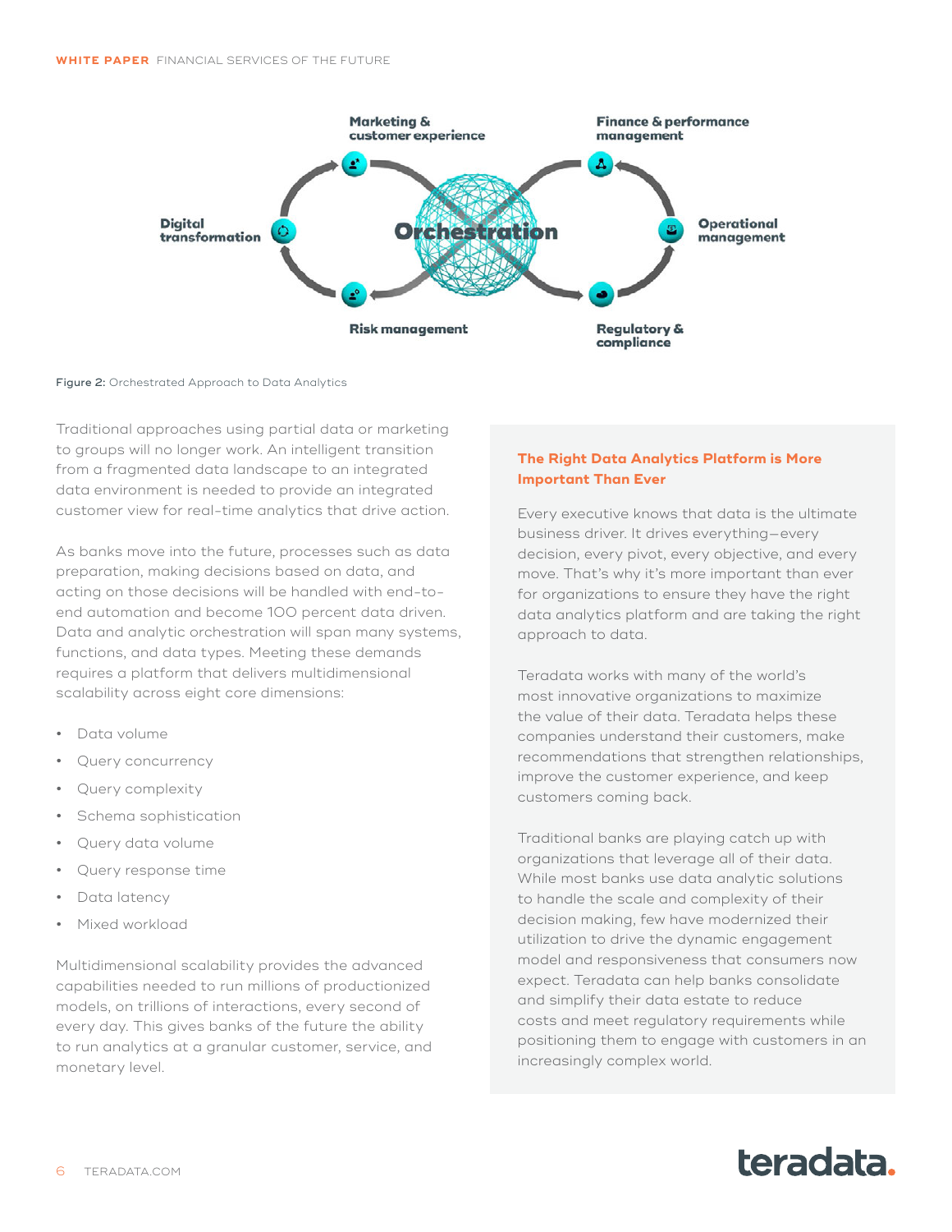Figure 2: Orchestrated Approach to Data Analytics

Traditional approaches using partial data or marketing to groups will no longer work. An intelligent transition from a fragmented data landscape to an integrated data environment is needed to provide an integrated customer view for real-time analytics that drive action.

As banks move into the future, processes such as data preparation, making decisions based on data, and acting on those decisions will be handled with end-to-end automation and become 100 percent data driven. Data and analytic orchestration will span many systems, functions, and data types. Meeting these demands requires a platform that delivers multidimensional scalability across eight core dimensions:

- Data volume
- Query concurrency
- Query complexity
- Schema sophistication
- Query data volume
- Query response time
- Data latency
- Mixed workload

Multidimensional scalability provides the advanced capabilities needed to run millions of productionized models, on trillions of interactions, every second of every day. This gives banks of the future the ability to run analytics at a granular customer, service, and monetary level.

## The Right Data Analytics Platform is More Important Than Ever

Every executive knows that data is the ultimate business driver. It drives everything—every decision, every pivot, every objective, and every move. That's why it's more important than ever for organizations to ensure they have the right data analytics platform and are taking the right approach to data.

Teradata works with many of the world's most innovative organizations to maximize the value of their data. Teradata helps these companies understand their customers, make recommendations that strengthen relationships, improve the customer experience, and keep customers coming back.

Traditional banks are playing catch up with organizations that leverage all of their data. While most banks use data analytic solutions to handle the scale and complexity of their decision making, few have modernized their utilization to drive the dynamic engagement model and responsiveness that consumers now expect. Teradata can help banks consolidate and simplify their data estate to reduce costs and meet regulatory requirements while positioning them to engage with customers in an increasingly complex world.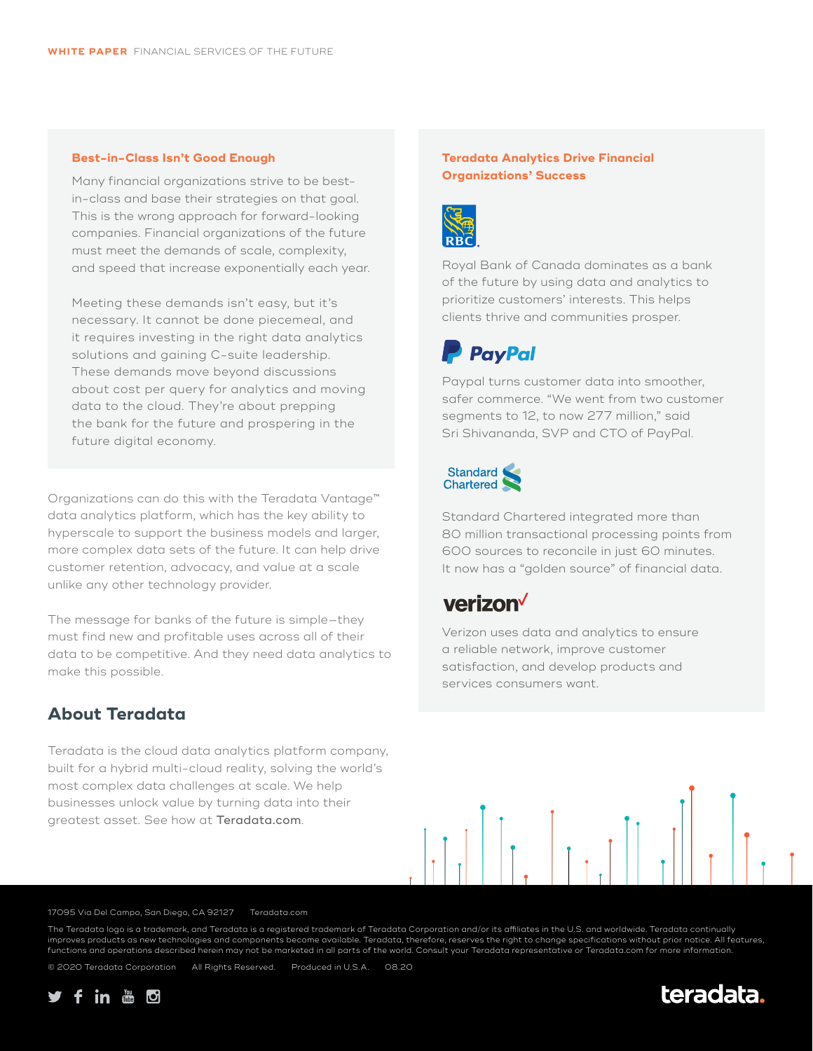### Best-in-Class Isn't Good Enough

Many financial organizations strive to be best-in-class and base their strategies on that goal. This is the wrong approach for forward-looking companies. Financial organizations of the future must meet the demands of scale, complexity, and speed that increase exponentially each year.

Meeting these demands isn't easy, but it's necessary. It cannot be done piecemeal, and it requires investing in the right data analytics solutions and gaining C-suite leadership. These demands move beyond discussions about cost per query for analytics and moving data to the cloud. They're about prepping the bank for the future and prospering in the future digital economy.

Organizations can do this with the Teradata Vantage™ data analytics platform, which has the key ability to hyperscale to support the business models and larger, more complex data sets of the future. It can help drive customer retention, advocacy, and value at a scale unlike any other technology provider.

The message for banks of the future is simple—they must find new and profitable uses across all of their data to be competitive. And they need data analytics to make this possible.

### Teradata Analytics Drive Financial Organizations' Success

**RBC**

Royal Bank of Canada dominates as a bank of the future by using data and analytics to prioritize customers' interests. This helps clients thrive and communities prosper.

**PayPal**

Paypal turns customer data into smoother, safer commerce. "We went from two customer segments to 12, to now 277 million," said Sri Shivananda, SVP and CTO of PayPal.

**Standard Chartered**

Standard Chartered integrated more than 80 million transactional processing points from 600 sources to reconcile in just 60 minutes. It now has a "golden source" of financial data.

**verizon**

Verizon uses data and analytics to ensure a reliable network, improve customer satisfaction, and develop products and services consumers want.

## About Teradata

Teradata is the cloud data analytics platform company, built for a hybrid multi-cloud reality, solving the world's most complex data challenges at scale. We help businesses unlock value by turning data into their greatest asset. See how at **Teradata.com**.

17095 Via Del Campo, San Diego, CA 92127     Teradata.com

The Teradata logo is a trademark, and Teradata is a registered trademark of Teradata Corporation and/or its affiliates in the U.S. and worldwide. Teradata continually improves products as new technologies and components become available. Teradata, therefore, reserves the right to change specifications without prior notice. All features, functions and operations described herein may not be marketed in all parts of the world. Consult your Teradata representative or Teradata.com for more information.

© 2020 Teradata Corporation     All Rights Reserved.     Produced in U.S.A.     08.20

teradata.